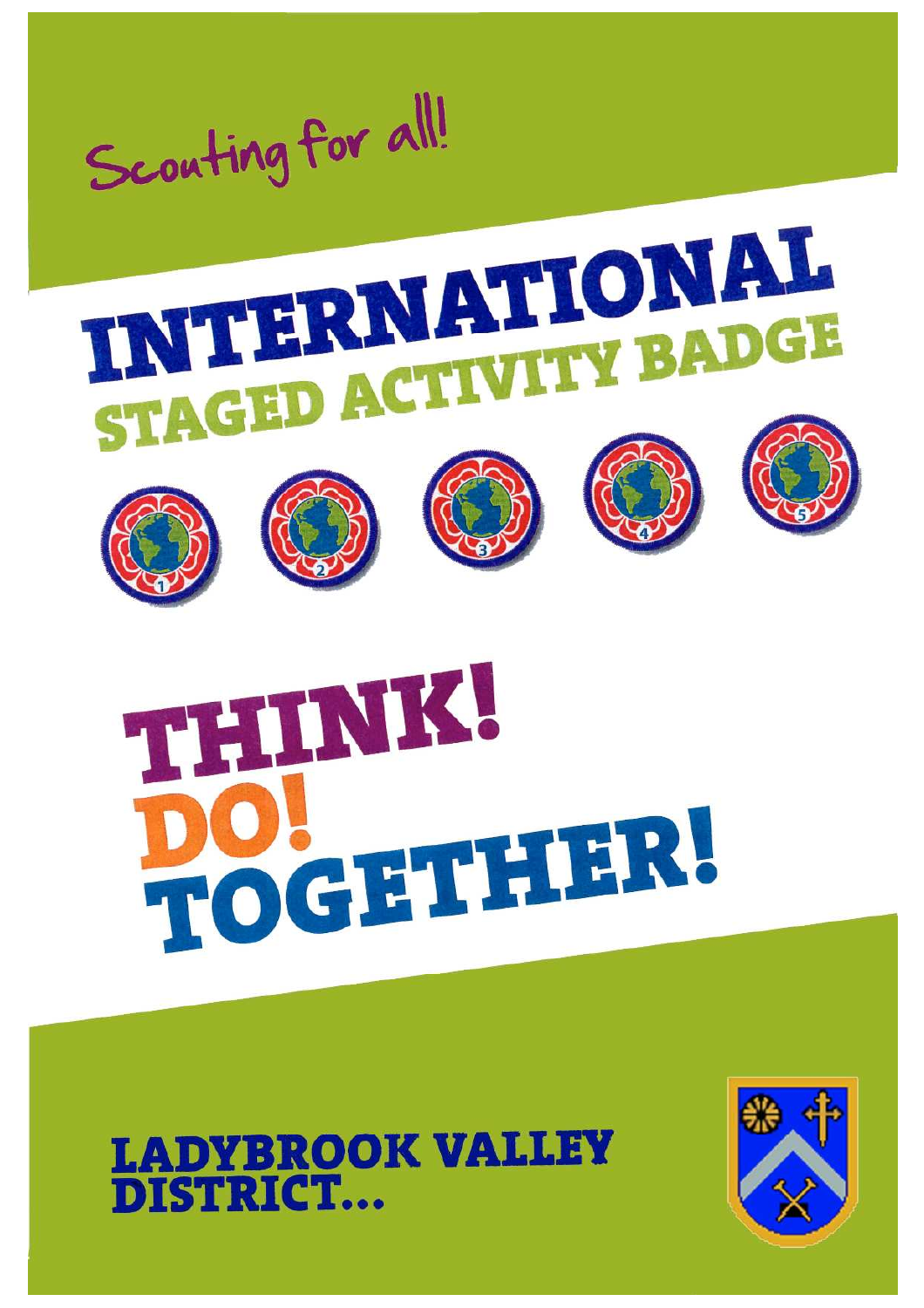Scouting for all!

# INTERNATIONAL

## STAGED ACTIVITY BADGE

# THINK!
# DO!
# TOGETHER!

**LADYBROOK VALLEY DISTRICT...**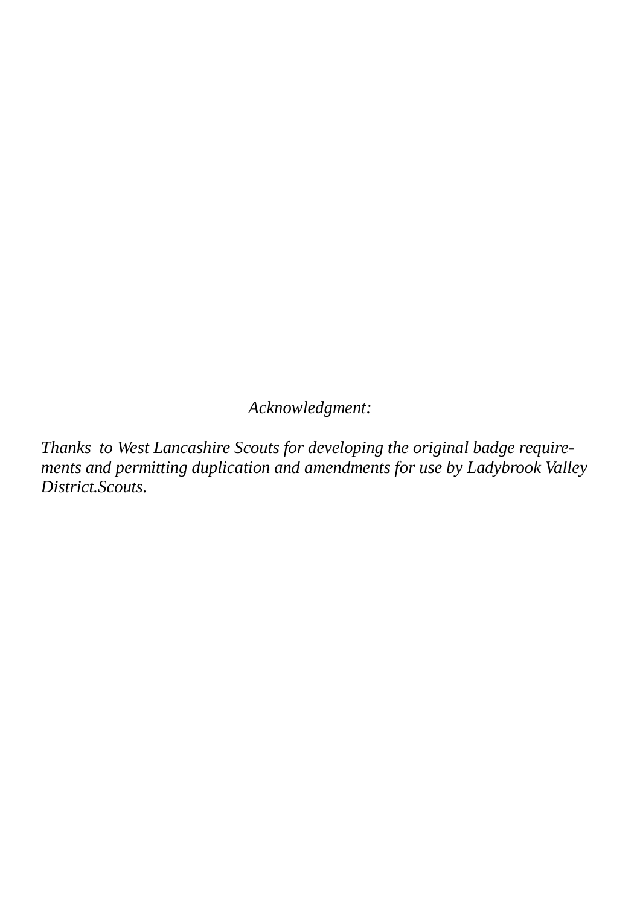*Acknowledgment:*

*Thanks to West Lancashire Scouts for developing the original badge requirements and permitting duplication and amendments for use by Ladybrook Valley District.Scouts.*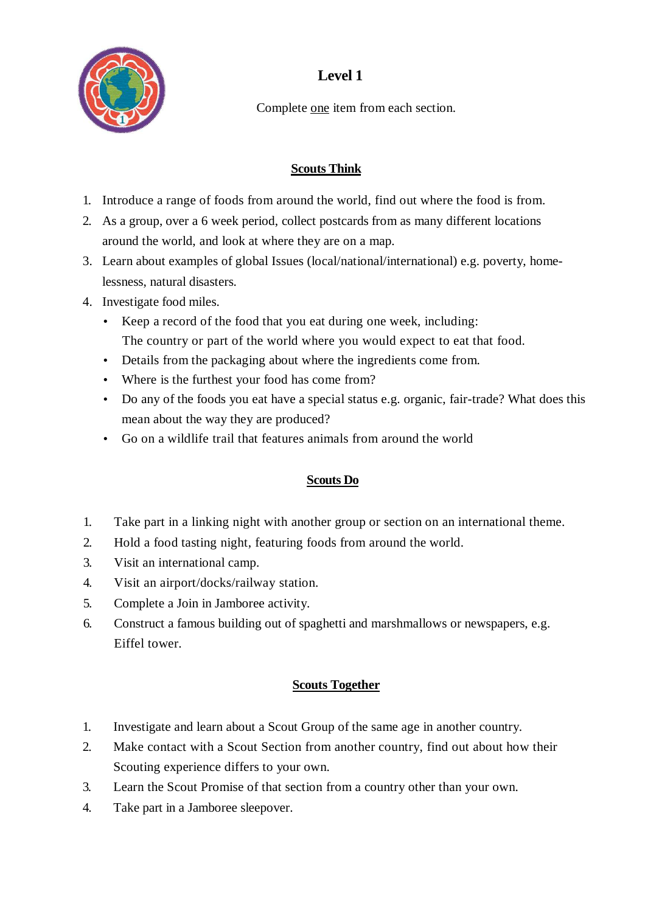# Level 1

Complete one item from each section.

## Scouts Think

1. Introduce a range of foods from around the world, find out where the food is from.
2. As a group, over a 6 week period, collect postcards from as many different locations around the world, and look at where they are on a map.
3. Learn about examples of global Issues (local/national/international) e.g. poverty, home-lessness, natural disasters.
4. Investigate food miles.
   - Keep a record of the food that you eat during one week, including: The country or part of the world where you would expect to eat that food.
   - Details from the packaging about where the ingredients come from.
   - Where is the furthest your food has come from?
   - Do any of the foods you eat have a special status e.g. organic, fair-trade? What does this mean about the way they are produced?
   - Go on a wildlife trail that features animals from around the world

## Scouts Do

1. Take part in a linking night with another group or section on an international theme.
2. Hold a food tasting night, featuring foods from around the world.
3. Visit an international camp.
4. Visit an airport/docks/railway station.
5. Complete a Join in Jamboree activity.
6. Construct a famous building out of spaghetti and marshmallows or newspapers, e.g. Eiffel tower.

## Scouts Together

1. Investigate and learn about a Scout Group of the same age in another country.
2. Make contact with a Scout Section from another country, find out about how their Scouting experience differs to your own.
3. Learn the Scout Promise of that section from a country other than your own.
4. Take part in a Jamboree sleepover.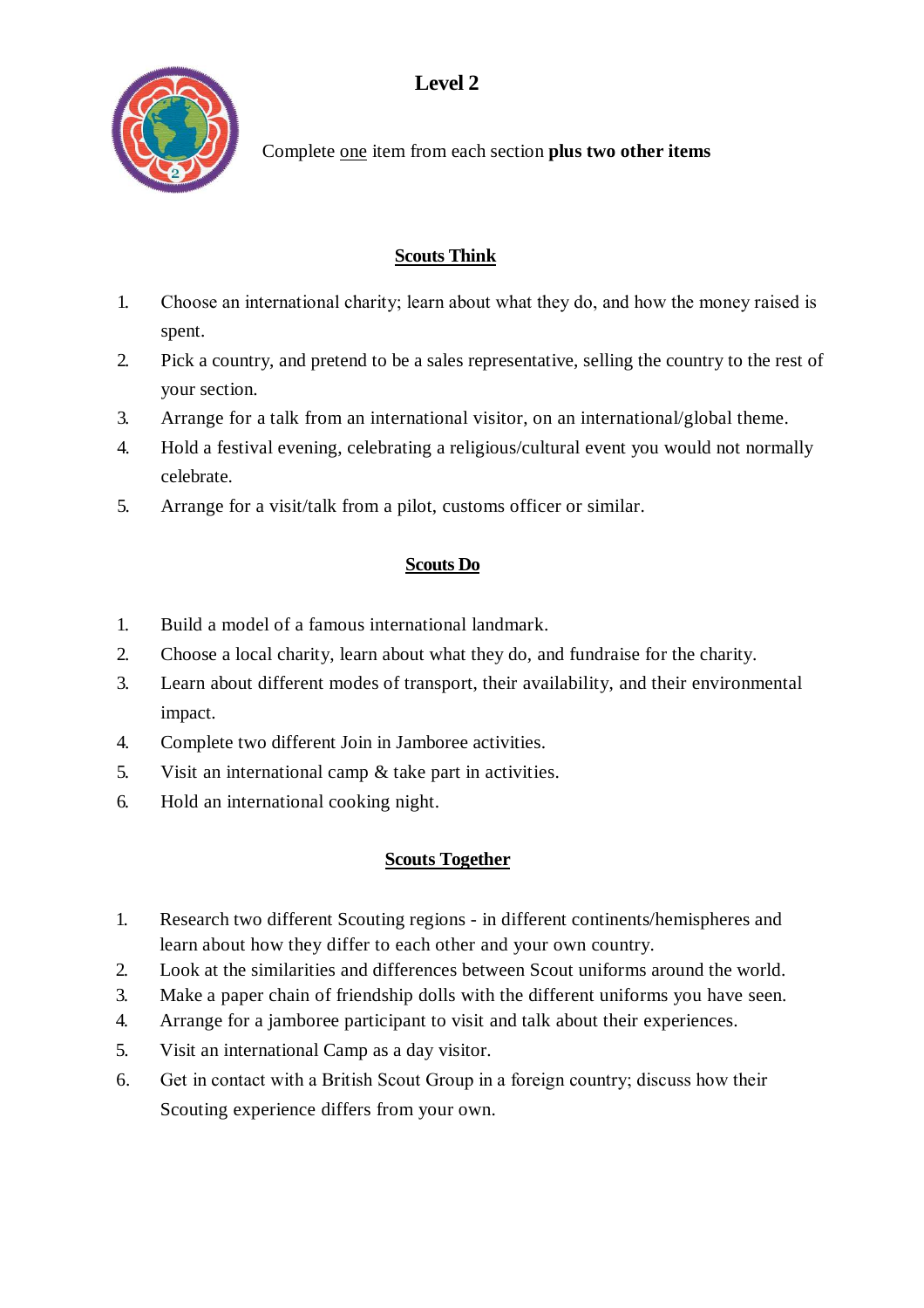# Level 2

Complete one item from each section **plus two other items**

## Scouts Think

1. Choose an international charity; learn about what they do, and how the money raised is spent.
2. Pick a country, and pretend to be a sales representative, selling the country to the rest of your section.
3. Arrange for a talk from an international visitor, on an international/global theme.
4. Hold a festival evening, celebrating a religious/cultural event you would not normally celebrate.
5. Arrange for a visit/talk from a pilot, customs officer or similar.

## Scouts Do

1. Build a model of a famous international landmark.
2. Choose a local charity, learn about what they do, and fundraise for the charity.
3. Learn about different modes of transport, their availability, and their environmental impact.
4. Complete two different Join in Jamboree activities.
5. Visit an international camp & take part in activities.
6. Hold an international cooking night.

## Scouts Together

1. Research two different Scouting regions - in different continents/hemispheres and learn about how they differ to each other and your own country.
2. Look at the similarities and differences between Scout uniforms around the world.
3. Make a paper chain of friendship dolls with the different uniforms you have seen.
4. Arrange for a jamboree participant to visit and talk about their experiences.
5. Visit an international Camp as a day visitor.
6. Get in contact with a British Scout Group in a foreign country; discuss how their Scouting experience differs from your own.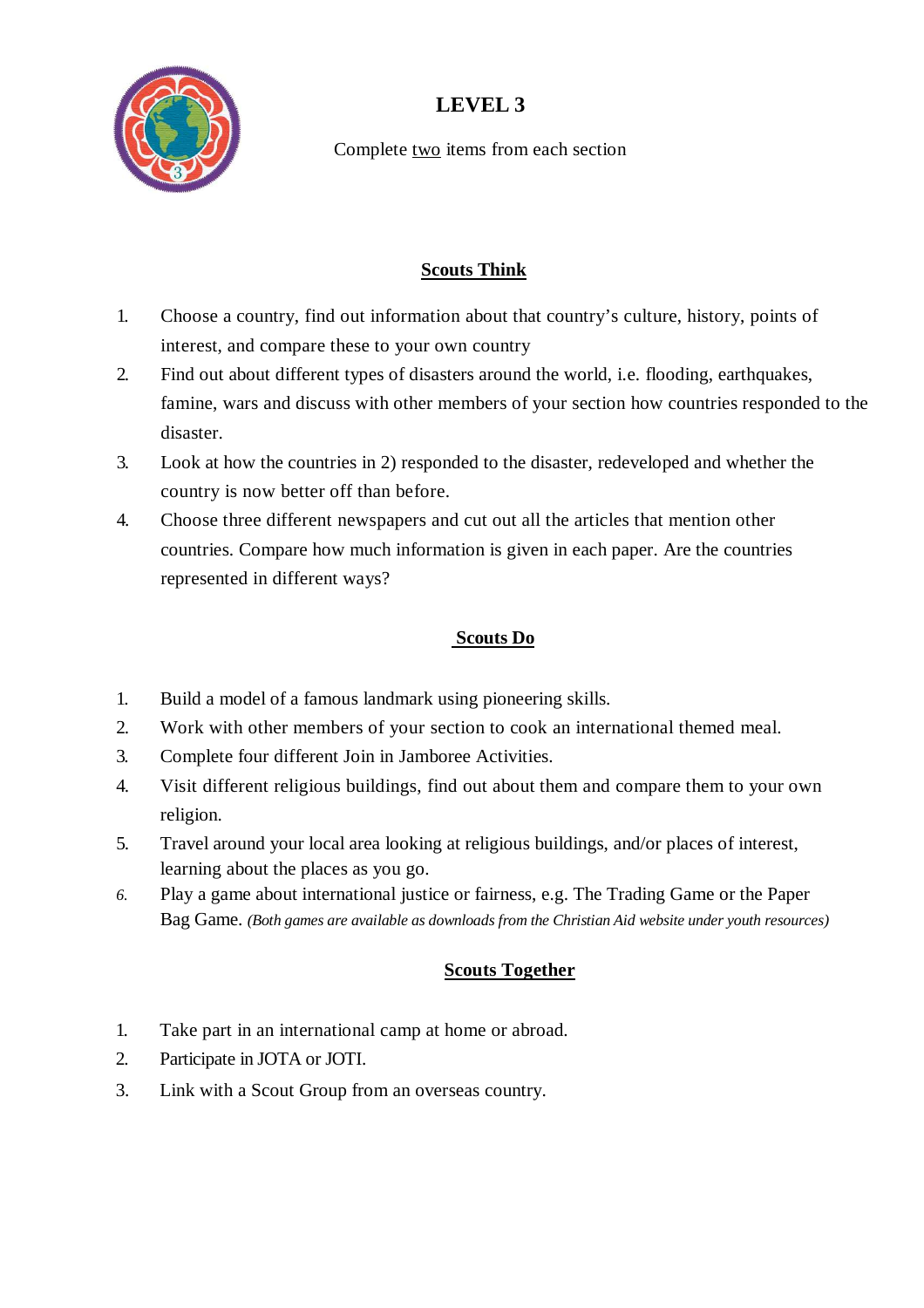# LEVEL 3

Complete two items from each section

## Scouts Think

1. Choose a country, find out information about that country's culture, history, points of interest, and compare these to your own country
2. Find out about different types of disasters around the world, i.e. flooding, earthquakes, famine, wars and discuss with other members of your section how countries responded to the disaster.
3. Look at how the countries in 2) responded to the disaster, redeveloped and whether the country is now better off than before.
4. Choose three different newspapers and cut out all the articles that mention other countries. Compare how much information is given in each paper. Are the countries represented in different ways?

## Scouts Do

1. Build a model of a famous landmark using pioneering skills.
2. Work with other members of your section to cook an international themed meal.
3. Complete four different Join in Jamboree Activities.
4. Visit different religious buildings, find out about them and compare them to your own religion.
5. Travel around your local area looking at religious buildings, and/or places of interest, learning about the places as you go.
6. Play a game about international justice or fairness, e.g. The Trading Game or the Paper Bag Game. *(Both games are available as downloads from the Christian Aid website under youth resources)*

## Scouts Together

1. Take part in an international camp at home or abroad.
2. Participate in JOTA or JOTI.
3. Link with a Scout Group from an overseas country.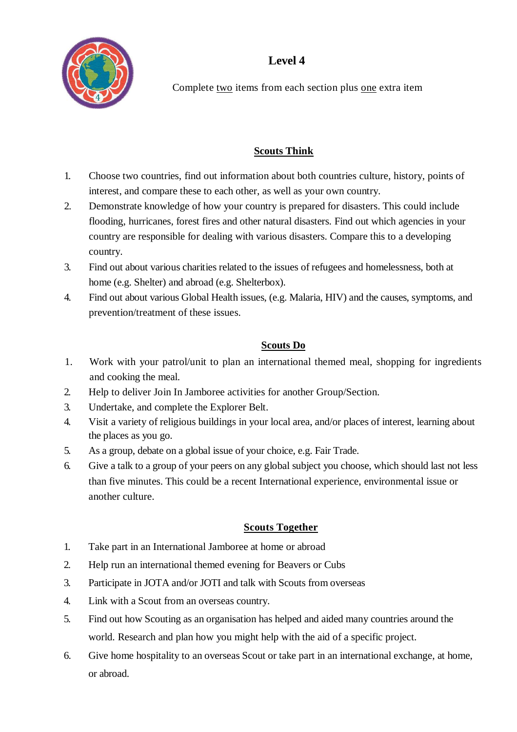# Level 4

Complete two items from each section plus one extra item

## Scouts Think

1. Choose two countries, find out information about both countries culture, history, points of interest, and compare these to each other, as well as your own country.
2. Demonstrate knowledge of how your country is prepared for disasters. This could include flooding, hurricanes, forest fires and other natural disasters. Find out which agencies in your country are responsible for dealing with various disasters. Compare this to a developing country.
3. Find out about various charities related to the issues of refugees and homelessness, both at home (e.g. Shelter) and abroad (e.g. Shelterbox).
4. Find out about various Global Health issues, (e.g. Malaria, HIV) and the causes, symptoms, and prevention/treatment of these issues.

## Scouts Do

1. Work with your patrol/unit to plan an international themed meal, shopping for ingredients and cooking the meal.
2. Help to deliver Join In Jamboree activities for another Group/Section.
3. Undertake, and complete the Explorer Belt.
4. Visit a variety of religious buildings in your local area, and/or places of interest, learning about the places as you go.
5. As a group, debate on a global issue of your choice, e.g. Fair Trade.
6. Give a talk to a group of your peers on any global subject you choose, which should last not less than five minutes. This could be a recent International experience, environmental issue or another culture.

## Scouts Together

1. Take part in an International Jamboree at home or abroad
2. Help run an international themed evening for Beavers or Cubs
3. Participate in JOTA and/or JOTI and talk with Scouts from overseas
4. Link with a Scout from an overseas country.
5. Find out how Scouting as an organisation has helped and aided many countries around the world. Research and plan how you might help with the aid of a specific project.
6. Give home hospitality to an overseas Scout or take part in an international exchange, at home, or abroad.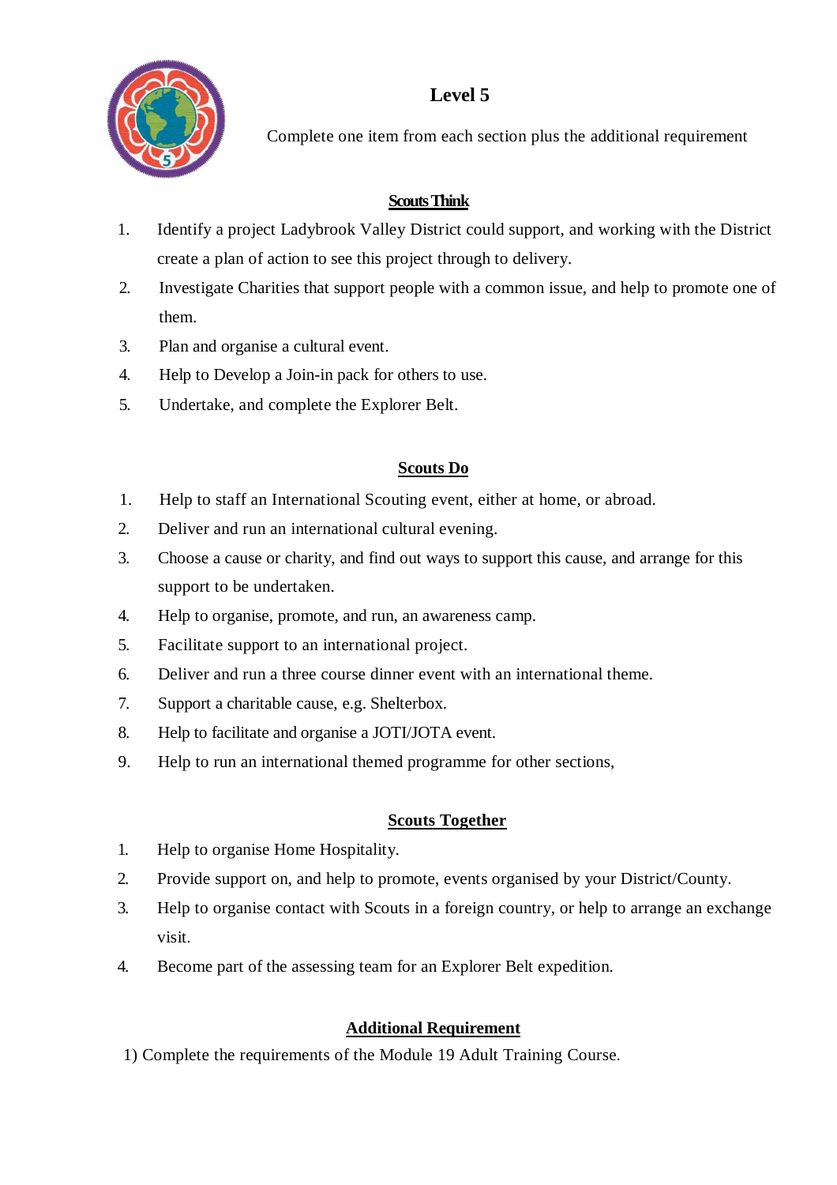# Level 5

Complete one item from each section plus the additional requirement

## Scouts Think

1. Identify a project Ladybrook Valley District could support, and working with the District create a plan of action to see this project through to delivery.
2. Investigate Charities that support people with a common issue, and help to promote one of them.
3. Plan and organise a cultural event.
4. Help to Develop a Join-in pack for others to use.
5. Undertake, and complete the Explorer Belt.

## Scouts Do

1. Help to staff an International Scouting event, either at home, or abroad.
2. Deliver and run an international cultural evening.
3. Choose a cause or charity, and find out ways to support this cause, and arrange for this support to be undertaken.
4. Help to organise, promote, and run, an awareness camp.
5. Facilitate support to an international project.
6. Deliver and run a three course dinner event with an international theme.
7. Support a charitable cause, e.g. Shelterbox.
8. Help to facilitate and organise a JOTI/JOTA event.
9. Help to run an international themed programme for other sections,

## Scouts Together

1. Help to organise Home Hospitality.
2. Provide support on, and help to promote, events organised by your District/County.
3. Help to organise contact with Scouts in a foreign country, or help to arrange an exchange visit.
4. Become part of the assessing team for an Explorer Belt expedition.

## Additional Requirement

1) Complete the requirements of the Module 19 Adult Training Course.